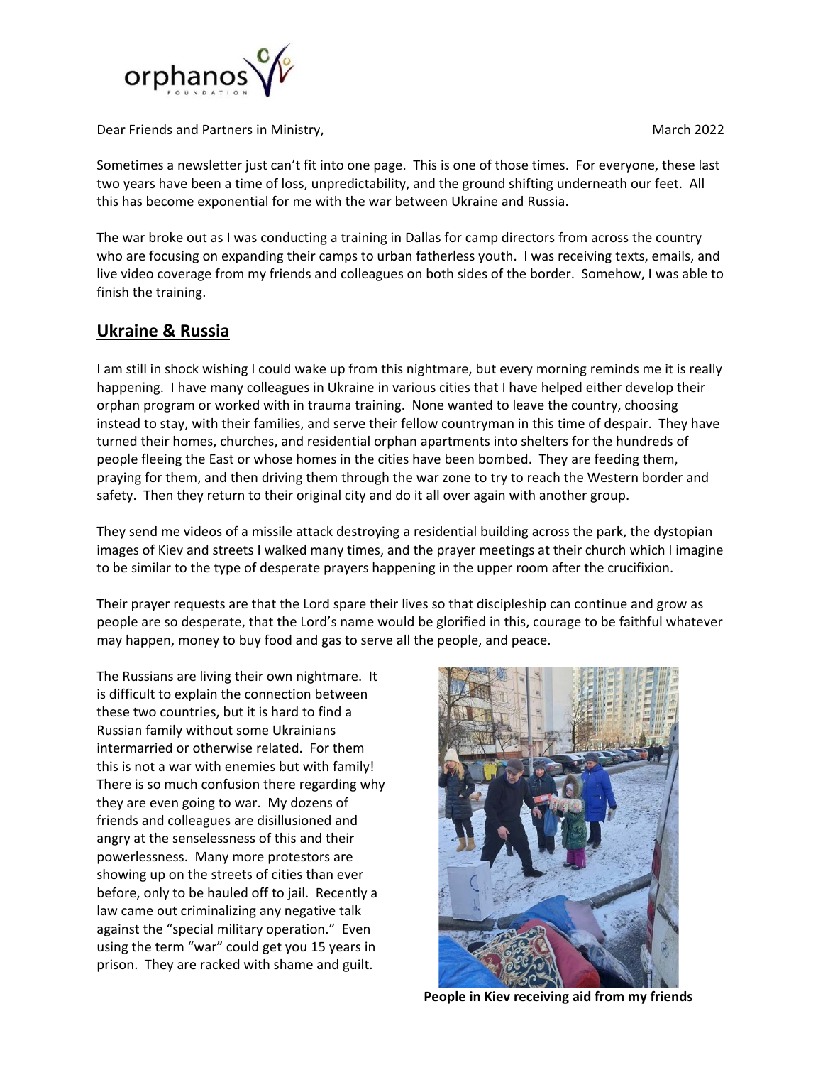Dear Friends and Partners in Ministry, March 2022

Sometimes a newsletter just can't fit into one page. This is one of those times. For everyone, these last two years have been a time of loss, unpredictability, and the ground shifting underneath our feet. All this has become exponential for me with the war between Ukraine and Russia.

The war broke out as I was conducting a training in Dallas for camp directors from across the country who are focusing on expanding their camps to urban fatherless youth. I was receiving texts, emails, and live video coverage from my friends and colleagues on both sides of the border. Somehow, I was able to finish the training.

## Ukraine & Russia

I am still in shock wishing I could wake up from this nightmare, but every morning reminds me it is really happening. I have many colleagues in Ukraine in various cities that I have helped either develop their orphan program or worked with in trauma training. None wanted to leave the country, choosing instead to stay, with their families, and serve their fellow countryman in this time of despair. They have turned their homes, churches, and residential orphan apartments into shelters for the hundreds of people fleeing the East or whose homes in the cities have been bombed. They are feeding them, praying for them, and then driving them through the war zone to try to reach the Western border and safety. Then they return to their original city and do it all over again with another group.

They send me videos of a missile attack destroying a residential building across the park, the dystopian images of Kiev and streets I walked many times, and the prayer meetings at their church which I imagine to be similar to the type of desperate prayers happening in the upper room after the crucifixion.

Their prayer requests are that the Lord spare their lives so that discipleship can continue and grow as people are so desperate, that the Lord's name would be glorified in this, courage to be faithful whatever may happen, money to buy food and gas to serve all the people, and peace.

The Russians are living their own nightmare. It is difficult to explain the connection between these two countries, but it is hard to find a Russian family without some Ukrainians intermarried or otherwise related. For them this is not a war with enemies but with family! There is so much confusion there regarding why they are even going to war. My dozens of friends and colleagues are disillusioned and angry at the senselessness of this and their powerlessness. Many more protestors are showing up on the streets of cities than ever before, only to be hauled off to jail. Recently a law came out criminalizing any negative talk against the "special military operation." Even using the term "war" could get you 15 years in prison. They are racked with shame and guilt.

**People in Kiev receiving aid from my friends**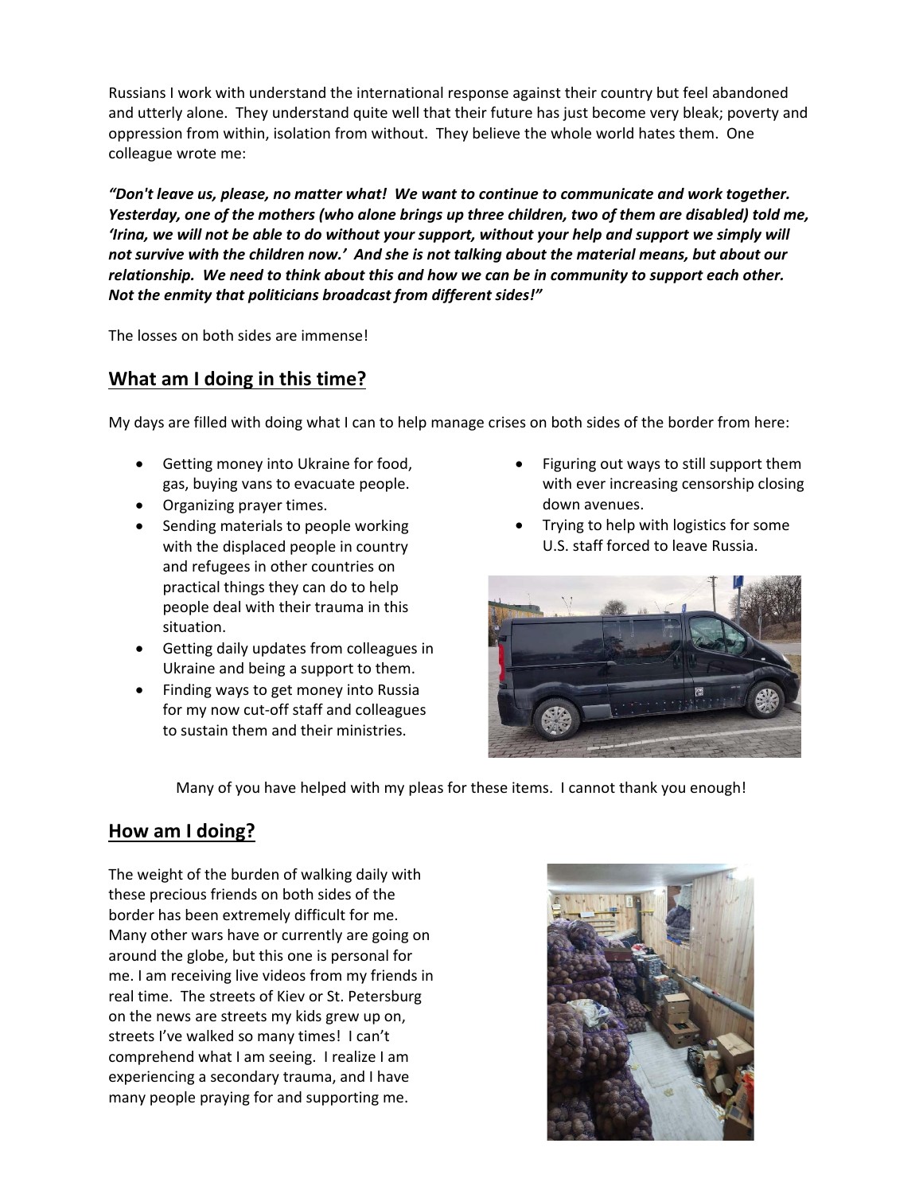Russians I work with understand the international response against their country but feel abandoned and utterly alone. They understand quite well that their future has just become very bleak; poverty and oppression from within, isolation from without. They believe the whole world hates them. One colleague wrote me:

***"Don't leave us, please, no matter what! We want to continue to communicate and work together. Yesterday, one of the mothers (who alone brings up three children, two of them are disabled) told me, 'Irina, we will not be able to do without your support, without your help and support we simply will not survive with the children now.' And she is not talking about the material means, but about our relationship. We need to think about this and how we can be in community to support each other. Not the enmity that politicians broadcast from different sides!"***

The losses on both sides are immense!

## What am I doing in this time?

My days are filled with doing what I can to help manage crises on both sides of the border from here:

- Getting money into Ukraine for food, gas, buying vans to evacuate people.
- Organizing prayer times.
- Sending materials to people working with the displaced people in country and refugees in other countries on practical things they can do to help people deal with their trauma in this situation.
- Getting daily updates from colleagues in Ukraine and being a support to them.
- Finding ways to get money into Russia for my now cut-off staff and colleagues to sustain them and their ministries.
- Figuring out ways to still support them with ever increasing censorship closing down avenues.
- Trying to help with logistics for some U.S. staff forced to leave Russia.

Many of you have helped with my pleas for these items. I cannot thank you enough!

## How am I doing?

The weight of the burden of walking daily with these precious friends on both sides of the border has been extremely difficult for me. Many other wars have or currently are going on around the globe, but this one is personal for me. I am receiving live videos from my friends in real time. The streets of Kiev or St. Petersburg on the news are streets my kids grew up on, streets I've walked so many times! I can't comprehend what I am seeing. I realize I am experiencing a secondary trauma, and I have many people praying for and supporting me.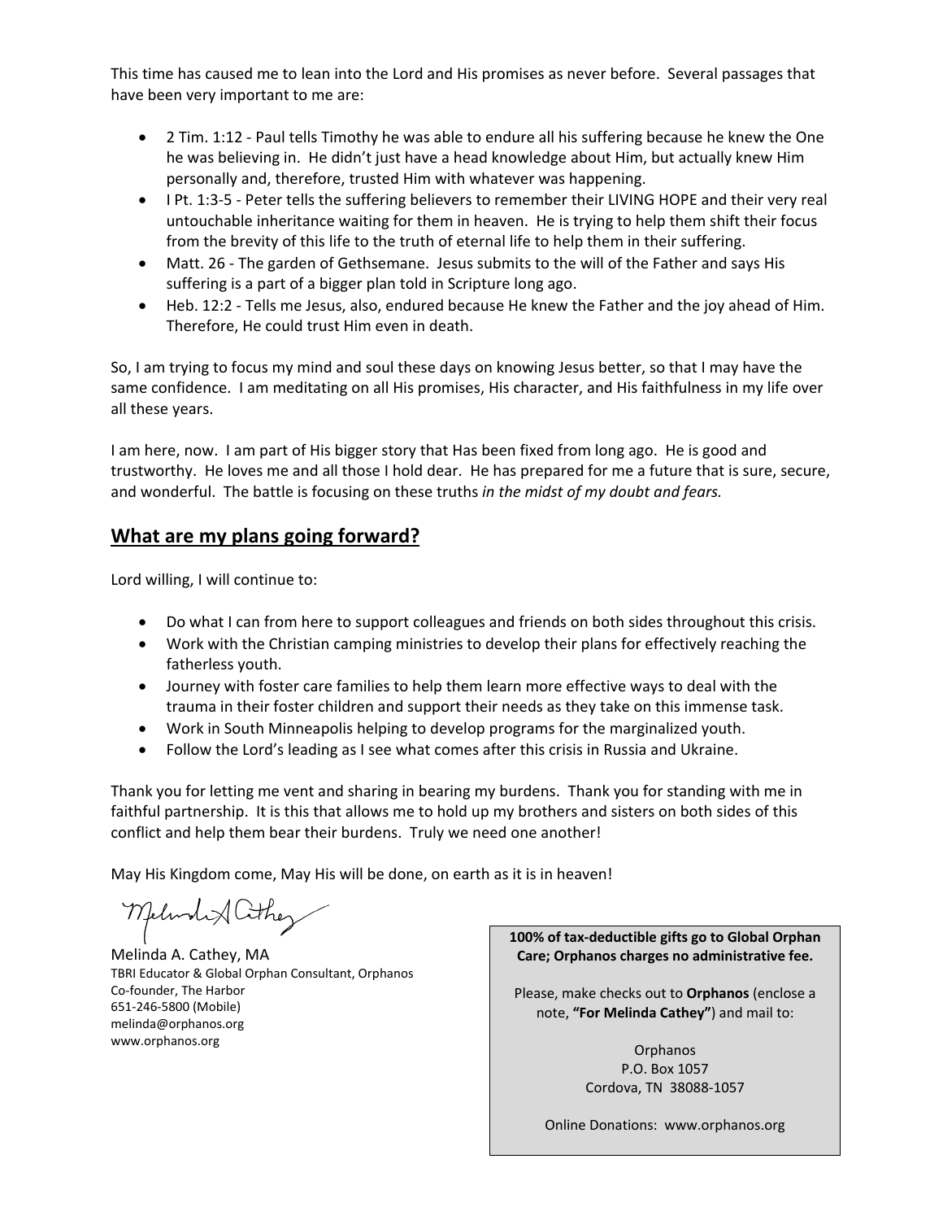This time has caused me to lean into the Lord and His promises as never before. Several passages that have been very important to me are:

- 2 Tim. 1:12 - Paul tells Timothy he was able to endure all his suffering because he knew the One he was believing in. He didn't just have a head knowledge about Him, but actually knew Him personally and, therefore, trusted Him with whatever was happening.
- I Pt. 1:3-5 - Peter tells the suffering believers to remember their LIVING HOPE and their very real untouchable inheritance waiting for them in heaven. He is trying to help them shift their focus from the brevity of this life to the truth of eternal life to help them in their suffering.
- Matt. 26 - The garden of Gethsemane. Jesus submits to the will of the Father and says His suffering is a part of a bigger plan told in Scripture long ago.
- Heb. 12:2 - Tells me Jesus, also, endured because He knew the Father and the joy ahead of Him. Therefore, He could trust Him even in death.

So, I am trying to focus my mind and soul these days on knowing Jesus better, so that I may have the same confidence. I am meditating on all His promises, His character, and His faithfulness in my life over all these years.

I am here, now. I am part of His bigger story that Has been fixed from long ago. He is good and trustworthy. He loves me and all those I hold dear. He has prepared for me a future that is sure, secure, and wonderful. The battle is focusing on these truths *in the midst of my doubt and fears.*

## What are my plans going forward?

Lord willing, I will continue to:

- Do what I can from here to support colleagues and friends on both sides throughout this crisis.
- Work with the Christian camping ministries to develop their plans for effectively reaching the fatherless youth.
- Journey with foster care families to help them learn more effective ways to deal with the trauma in their foster children and support their needs as they take on this immense task.
- Work in South Minneapolis helping to develop programs for the marginalized youth.
- Follow the Lord's leading as I see what comes after this crisis in Russia and Ukraine.

Thank you for letting me vent and sharing in bearing my burdens. Thank you for standing with me in faithful partnership. It is this that allows me to hold up my brothers and sisters on both sides of this conflict and help them bear their burdens. Truly we need one another!

May His Kingdom come, May His will be done, on earth as it is in heaven!

Melinda A Cathey

Melinda A. Cathey, MA
TBRI Educator & Global Orphan Consultant, Orphanos
Co-founder, The Harbor
651-246-5800 (Mobile)
melinda@orphanos.org
www.orphanos.org

**100% of tax-deductible gifts go to Global Orphan Care; Orphanos charges no administrative fee.**

Please, make checks out to **Orphanos** (enclose a note, **"For Melinda Cathey"**) and mail to:

Orphanos
P.O. Box 1057
Cordova, TN 38088-1057

Online Donations: www.orphanos.org